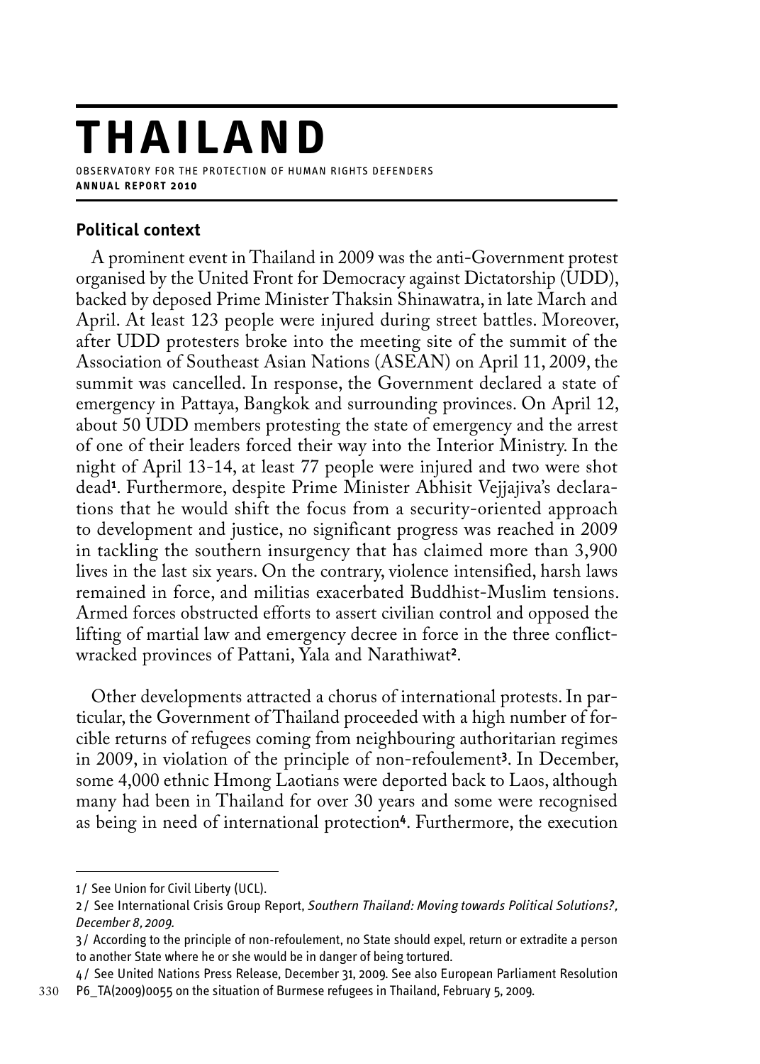# THAILAND

OBSERVATORY FOR THE PROTECTION OF HUMAN RIGHTS DEFENDERS
**ANNUAL REPORT 2010**

## Political context

A prominent event in Thailand in 2009 was the anti-Government protest organised by the United Front for Democracy against Dictatorship (UDD), backed by deposed Prime Minister Thaksin Shinawatra, in late March and April. At least 123 people were injured during street battles. Moreover, after UDD protesters broke into the meeting site of the summit of the Association of Southeast Asian Nations (ASEAN) on April 11, 2009, the summit was cancelled. In response, the Government declared a state of emergency in Pattaya, Bangkok and surrounding provinces. On April 12, about 50 UDD members protesting the state of emergency and the arrest of one of their leaders forced their way into the Interior Ministry. In the night of April 13-14, at least 77 people were injured and two were shot dead[1]. Furthermore, despite Prime Minister Abhisit Vejjajiva's declarations that he would shift the focus from a security-oriented approach to development and justice, no significant progress was reached in 2009 in tackling the southern insurgency that has claimed more than 3,900 lives in the last six years. On the contrary, violence intensified, harsh laws remained in force, and militias exacerbated Buddhist-Muslim tensions. Armed forces obstructed efforts to assert civilian control and opposed the lifting of martial law and emergency decree in force in the three conflict-wracked provinces of Pattani, Yala and Narathiwat[2].

Other developments attracted a chorus of international protests. In particular, the Government of Thailand proceeded with a high number of forcible returns of refugees coming from neighbouring authoritarian regimes in 2009, in violation of the principle of non-refoulement[3]. In December, some 4,000 ethnic Hmong Laotians were deported back to Laos, although many had been in Thailand for over 30 years and some were recognised as being in need of international protection[4]. Furthermore, the execution

---

1 / See Union for Civil Liberty (UCL).

2 / See International Crisis Group Report, *Southern Thailand: Moving towards Political Solutions?, December 8, 2009*.

3 / According to the principle of non-refoulement, no State should expel, return or extradite a person to another State where he or she would be in danger of being tortured.

4 / See United Nations Press Release, December 31, 2009. See also European Parliament Resolution P6_TA(2009)0055 on the situation of Burmese refugees in Thailand, February 5, 2009.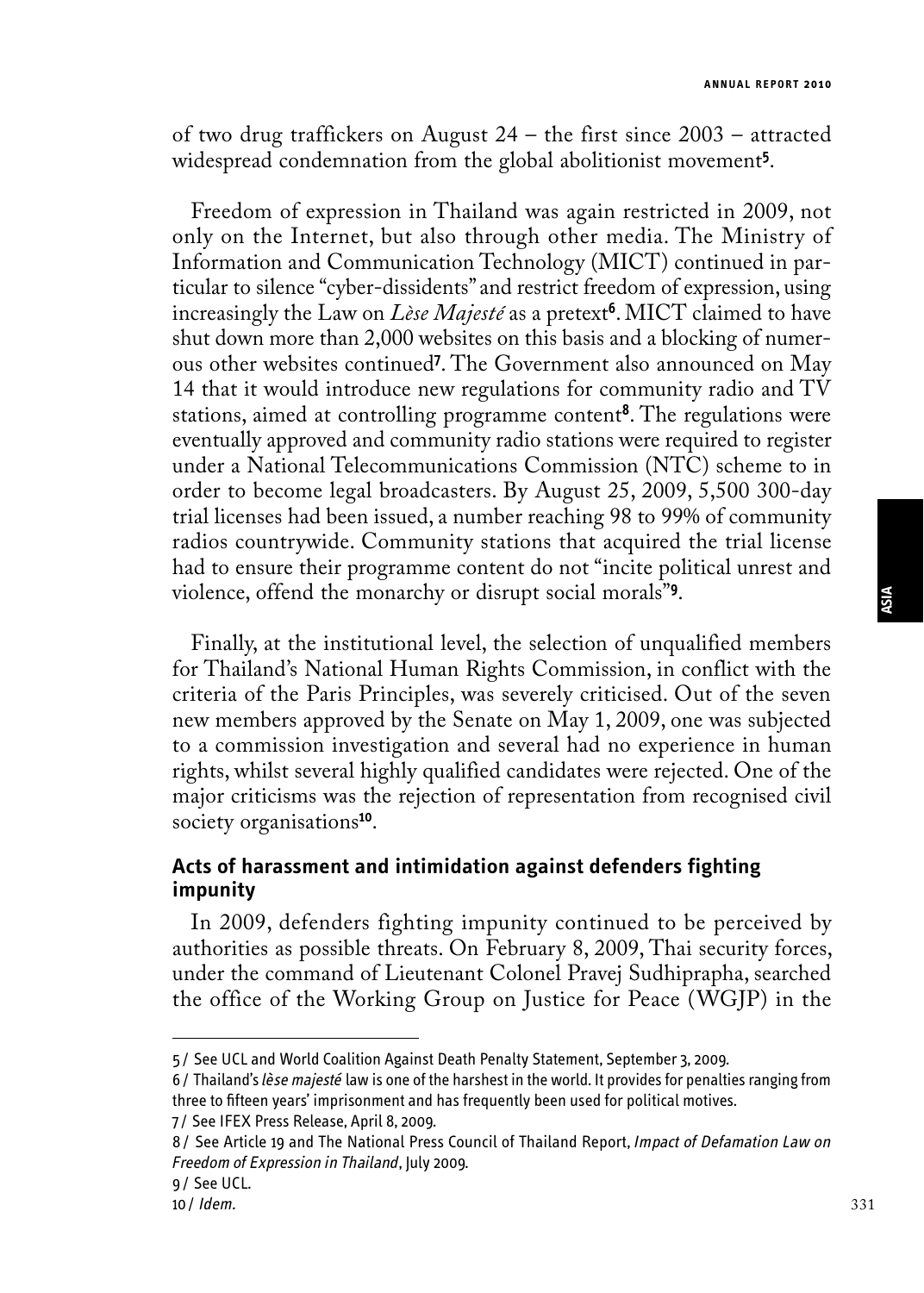of two drug traffickers on August 24 – the first since 2003 – attracted widespread condemnation from the global abolitionist movement[5].

Freedom of expression in Thailand was again restricted in 2009, not only on the Internet, but also through other media. The Ministry of Information and Communication Technology (MICT) continued in particular to silence "cyber-dissidents" and restrict freedom of expression, using increasingly the Law on *Lèse Majesté* as a pretext[6]. MICT claimed to have shut down more than 2,000 websites on this basis and a blocking of numerous other websites continued[7]. The Government also announced on May 14 that it would introduce new regulations for community radio and TV stations, aimed at controlling programme content[8]. The regulations were eventually approved and community radio stations were required to register under a National Telecommunications Commission (NTC) scheme to in order to become legal broadcasters. By August 25, 2009, 5,500 300-day trial licenses had been issued, a number reaching 98 to 99% of community radios countrywide. Community stations that acquired the trial license had to ensure their programme content do not "incite political unrest and violence, offend the monarchy or disrupt social morals"[9].

Finally, at the institutional level, the selection of unqualified members for Thailand's National Human Rights Commission, in conflict with the criteria of the Paris Principles, was severely criticised. Out of the seven new members approved by the Senate on May 1, 2009, one was subjected to a commission investigation and several had no experience in human rights, whilst several highly qualified candidates were rejected. One of the major criticisms was the rejection of representation from recognised civil society organisations[10].

### Acts of harassment and intimidation against defenders fighting impunity

In 2009, defenders fighting impunity continued to be perceived by authorities as possible threats. On February 8, 2009, Thai security forces, under the command of Lieutenant Colonel Pravej Sudhiprapha, searched the office of the Working Group on Justice for Peace (WGJP) in the

---

5 / See UCL and World Coalition Against Death Penalty Statement, September 3, 2009.

6 / Thailand's *lèse majesté* law is one of the harshest in the world. It provides for penalties ranging from three to fifteen years' imprisonment and has frequently been used for political motives.

7 / See IFEX Press Release, April 8, 2009.

8 / See Article 19 and The National Press Council of Thailand Report, *Impact of Defamation Law on Freedom of Expression in Thailand*, July 2009.

9 / See UCL.

10 / *Idem.*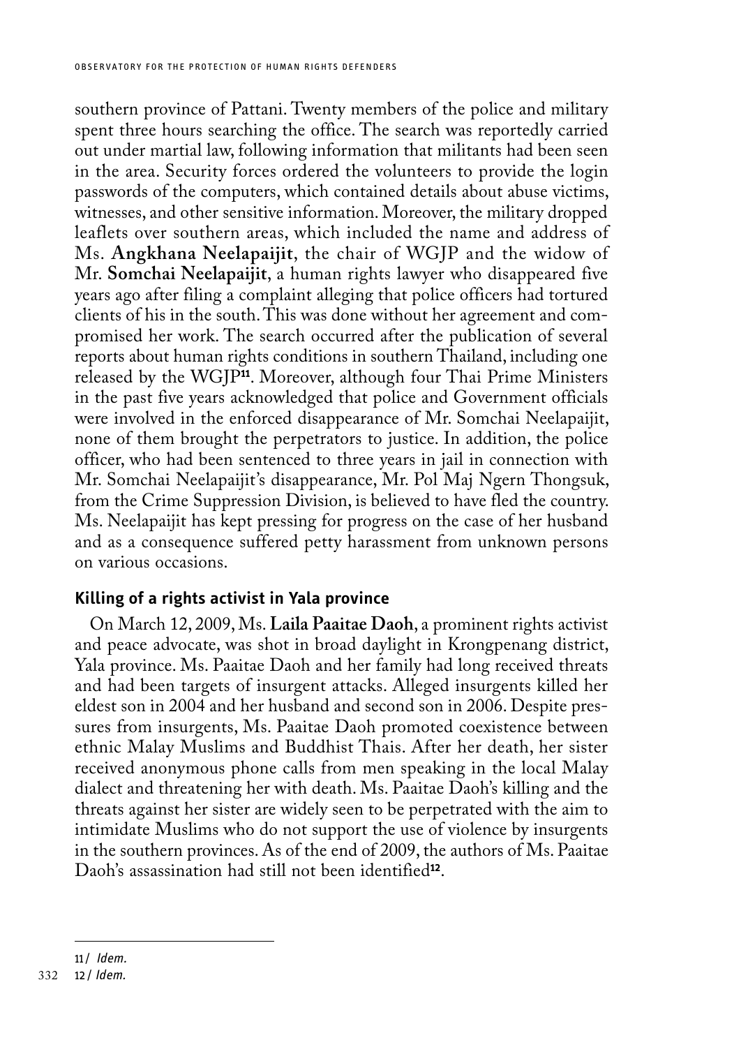southern province of Pattani. Twenty members of the police and military spent three hours searching the office. The search was reportedly carried out under martial law, following information that militants had been seen in the area. Security forces ordered the volunteers to provide the login passwords of the computers, which contained details about abuse victims, witnesses, and other sensitive information. Moreover, the military dropped leaflets over southern areas, which included the name and address of Ms. **Angkhana Neelapaijit**, the chair of WGJP and the widow of Mr. **Somchai Neelapaijit**, a human rights lawyer who disappeared five years ago after filing a complaint alleging that police officers had tortured clients of his in the south. This was done without her agreement and compromised her work. The search occurred after the publication of several reports about human rights conditions in southern Thailand, including one released by the WGJP[11]. Moreover, although four Thai Prime Ministers in the past five years acknowledged that police and Government officials were involved in the enforced disappearance of Mr. Somchai Neelapaijit, none of them brought the perpetrators to justice. In addition, the police officer, who had been sentenced to three years in jail in connection with Mr. Somchai Neelapaijit's disappearance, Mr. Pol Maj Ngern Thongsuk, from the Crime Suppression Division, is believed to have fled the country. Ms. Neelapaijit has kept pressing for progress on the case of her husband and as a consequence suffered petty harassment from unknown persons on various occasions.

### Killing of a rights activist in Yala province

On March 12, 2009, Ms. **Laila Paaitae Daoh**, a prominent rights activist and peace advocate, was shot in broad daylight in Krongpenang district, Yala province. Ms. Paaitae Daoh and her family had long received threats and had been targets of insurgent attacks. Alleged insurgents killed her eldest son in 2004 and her husband and second son in 2006. Despite pressures from insurgents, Ms. Paaitae Daoh promoted coexistence between ethnic Malay Muslims and Buddhist Thais. After her death, her sister received anonymous phone calls from men speaking in the local Malay dialect and threatening her with death. Ms. Paaitae Daoh's killing and the threats against her sister are widely seen to be perpetrated with the aim to intimidate Muslims who do not support the use of violence by insurgents in the southern provinces. As of the end of 2009, the authors of Ms. Paaitae Daoh's assassination had still not been identified[12].

---

11/ *Idem.*

12/ *Idem.*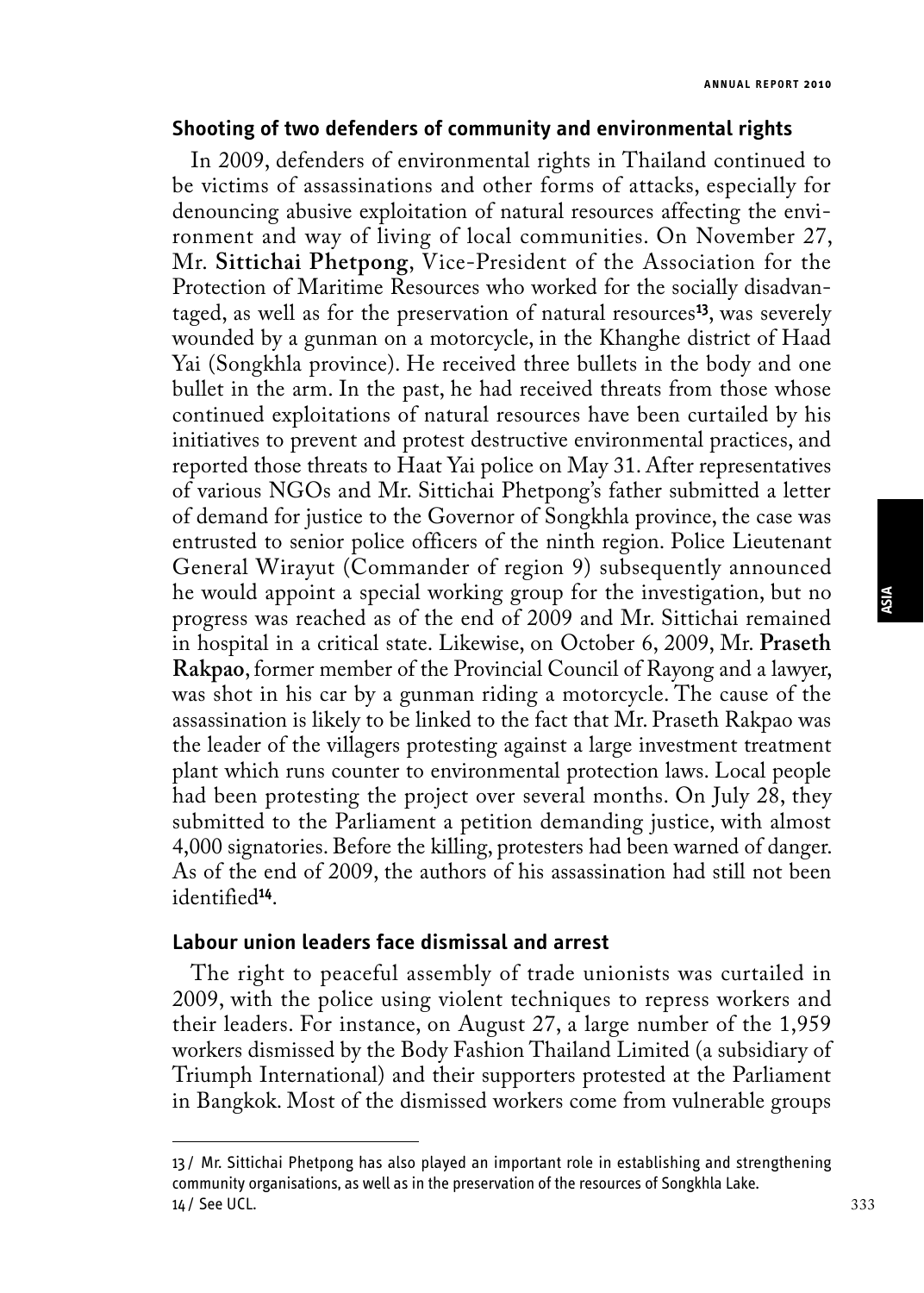### Shooting of two defenders of community and environmental rights

In 2009, defenders of environmental rights in Thailand continued to be victims of assassinations and other forms of attacks, especially for denouncing abusive exploitation of natural resources affecting the environment and way of living of local communities. On November 27, Mr. **Sittichai Phetpong**, Vice-President of the Association for the Protection of Maritime Resources who worked for the socially disadvantaged, as well as for the preservation of natural resources[13], was severely wounded by a gunman on a motorcycle, in the Khanghe district of Haad Yai (Songkhla province). He received three bullets in the body and one bullet in the arm. In the past, he had received threats from those whose continued exploitations of natural resources have been curtailed by his initiatives to prevent and protest destructive environmental practices, and reported those threats to Haat Yai police on May 31. After representatives of various NGOs and Mr. Sittichai Phetpong's father submitted a letter of demand for justice to the Governor of Songkhla province, the case was entrusted to senior police officers of the ninth region. Police Lieutenant General Wirayut (Commander of region 9) subsequently announced he would appoint a special working group for the investigation, but no progress was reached as of the end of 2009 and Mr. Sittichai remained in hospital in a critical state. Likewise, on October 6, 2009, Mr. **Praseth Rakpao**, former member of the Provincial Council of Rayong and a lawyer, was shot in his car by a gunman riding a motorcycle. The cause of the assassination is likely to be linked to the fact that Mr. Praseth Rakpao was the leader of the villagers protesting against a large investment treatment plant which runs counter to environmental protection laws. Local people had been protesting the project over several months. On July 28, they submitted to the Parliament a petition demanding justice, with almost 4,000 signatories. Before the killing, protesters had been warned of danger. As of the end of 2009, the authors of his assassination had still not been identified[14].

### Labour union leaders face dismissal and arrest

The right to peaceful assembly of trade unionists was curtailed in 2009, with the police using violent techniques to repress workers and their leaders. For instance, on August 27, a large number of the 1,959 workers dismissed by the Body Fashion Thailand Limited (a subsidiary of Triumph International) and their supporters protested at the Parliament in Bangkok. Most of the dismissed workers come from vulnerable groups

---

13 / Mr. Sittichai Phetpong has also played an important role in establishing and strengthening community organisations, as well as in the preservation of the resources of Songkhla Lake.
14 / See UCL.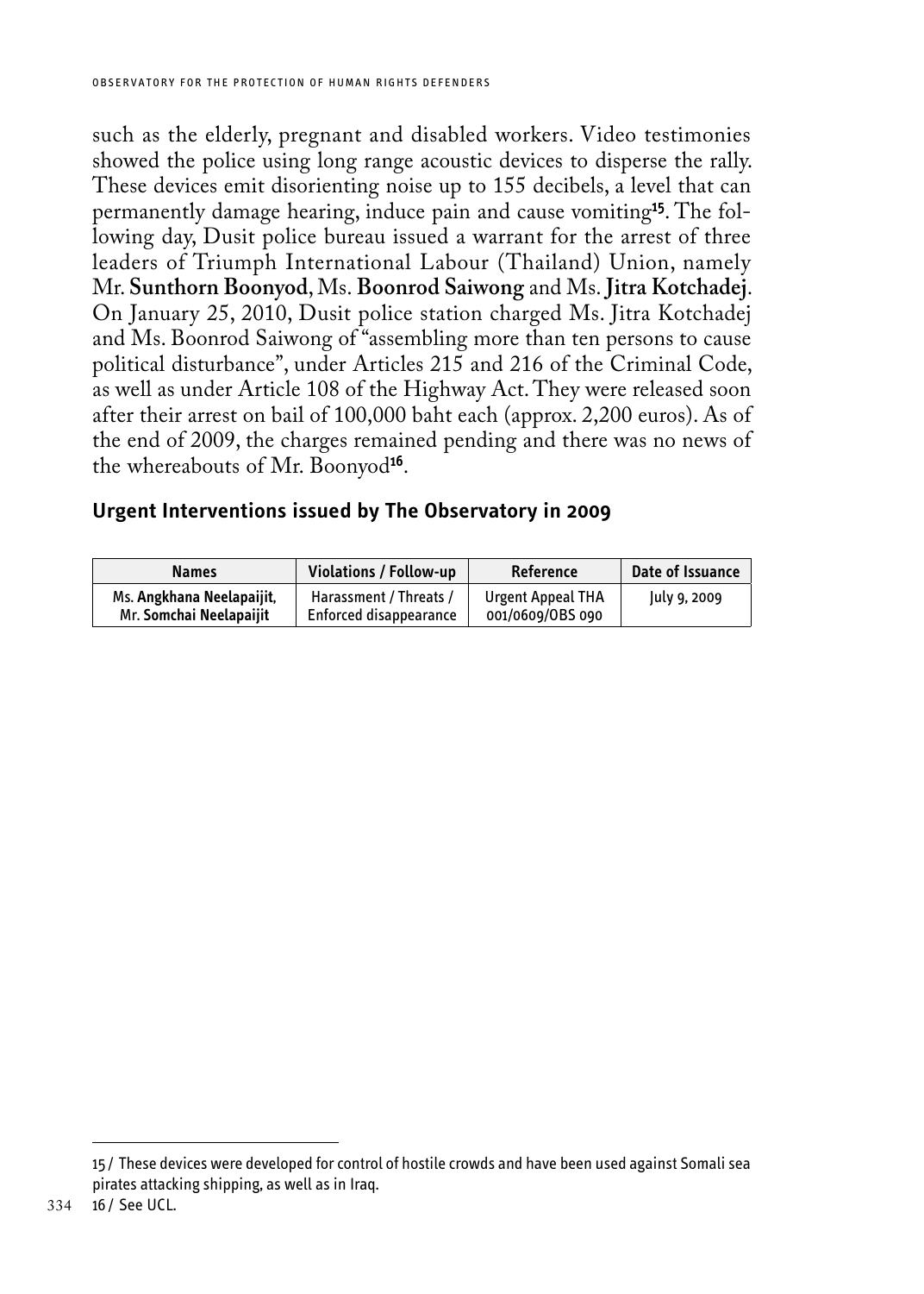such as the elderly, pregnant and disabled workers. Video testimonies showed the police using long range acoustic devices to disperse the rally. These devices emit disorienting noise up to 155 decibels, a level that can permanently damage hearing, induce pain and cause vomiting[15]. The following day, Dusit police bureau issued a warrant for the arrest of three leaders of Triumph International Labour (Thailand) Union, namely Mr. **Sunthorn Boonyod**, Ms. **Boonrod Saiwong** and Ms. **Jitra Kotchadej**. On January 25, 2010, Dusit police station charged Ms. Jitra Kotchadej and Ms. Boonrod Saiwong of "assembling more than ten persons to cause political disturbance", under Articles 215 and 216 of the Criminal Code, as well as under Article 108 of the Highway Act. They were released soon after their arrest on bail of 100,000 baht each (approx. 2,200 euros). As of the end of 2009, the charges remained pending and there was no news of the whereabouts of Mr. Boonyod[16].

## Urgent Interventions issued by The Observatory in 2009

| Names | Violations / Follow-up | Reference | Date of Issuance |
|---|---|---|---|
| Ms. **Angkhana Neelapaijit**, Mr. **Somchai Neelapaijit** | Harassment / Threats / Enforced disappearance | Urgent Appeal THA 001/0609/OBS 090 | July 9, 2009 |

15 / These devices were developed for control of hostile crowds and have been used against Somali sea pirates attacking shipping, as well as in Iraq.

16 / See UCL.